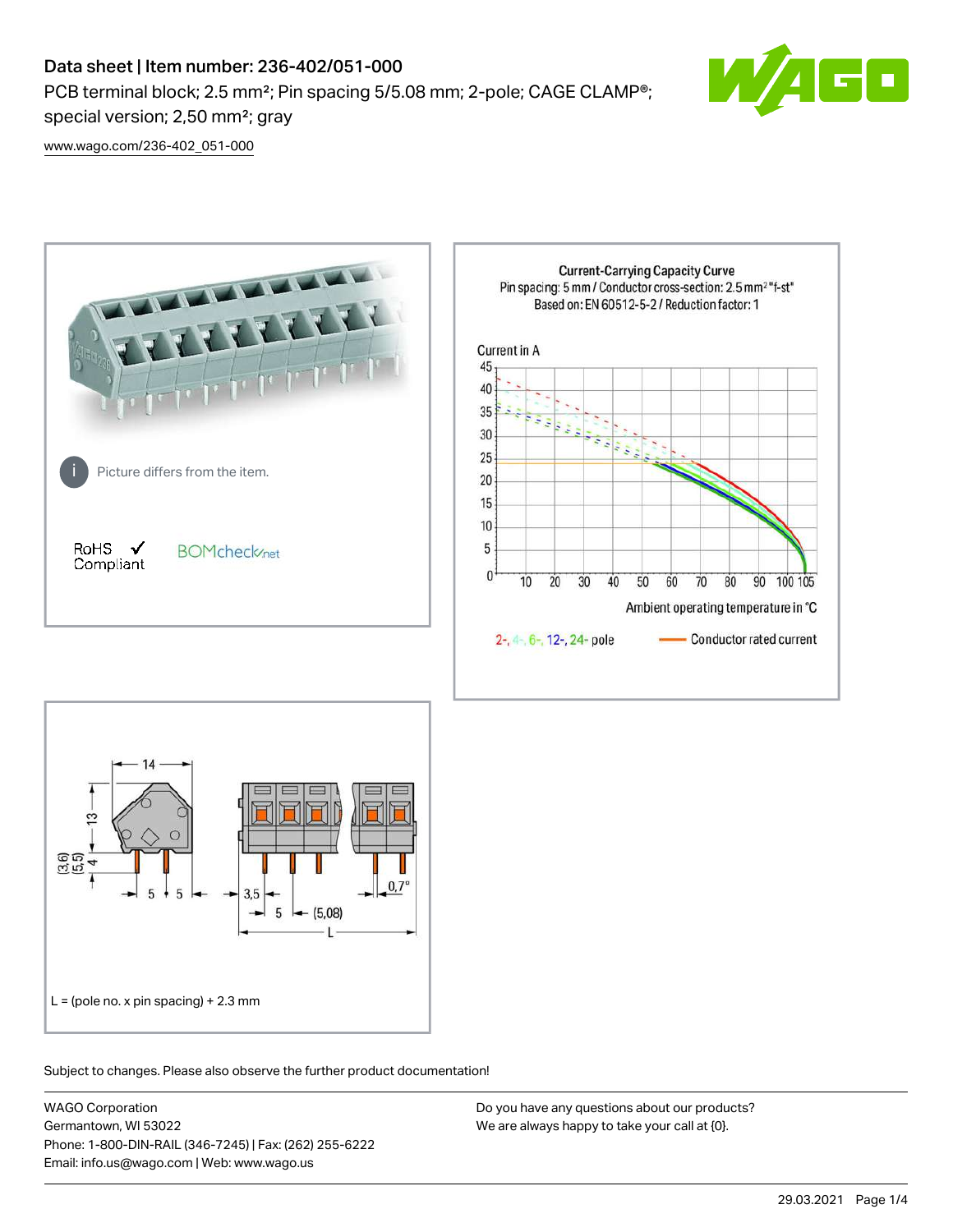# Data sheet | Item number: 236-402/051-000

PCB terminal block; 2.5 mm²; Pin spacing 5/5.08 mm; 2-pole; CAGE CLAMP®; special version; 2,50 mm²; gray

www.wago.com/236-402_051-000

Picture differs from the item.

RoHS ✓ Compliant

BOMcheck.net

Current-Carrying Capacity Curve
Pin spacing: 5 mm / Conductor cross-section: 2.5 mm² "f-st"
Based on: EN 60512-5-2 / Reduction factor: 1

Current in A

Ambient operating temperature in °C

2-, 4-, 6-, 12-, 24- pole — Conductor rated current

L = (pole no. x pin spacing) + 2.3 mm

Subject to changes. Please also observe the further product documentation!

WAGO Corporation
Germantown, WI 53022
Phone: 1-800-DIN-RAIL (346-7245) | Fax: (262) 255-6222
Email: info.us@wago.com | Web: www.wago.us

Do you have any questions about our products?
We are always happy to take your call at {0}.

29.03.2021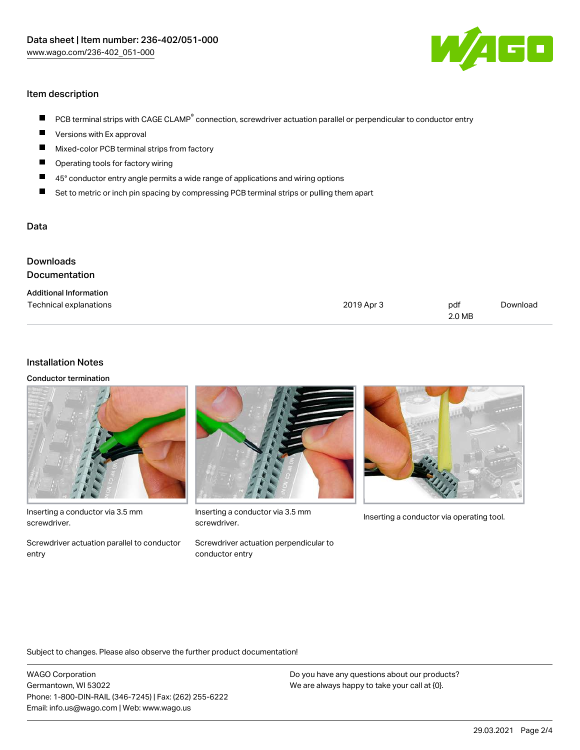Data sheet | Item number: 236-402/051-000
www.wago.com/236-402_051-000

## Item description

- PCB terminal strips with CAGE CLAMP® connection, screwdriver actuation parallel or perpendicular to conductor entry
- Versions with Ex approval
- Mixed-color PCB terminal strips from factory
- Operating tools for factory wiring
- 45° conductor entry angle permits a wide range of applications and wiring options
- Set to metric or inch pin spacing by compressing PCB terminal strips or pulling them apart

## Data

## Downloads
## Documentation

| Additional Information | | | |
| --- | --- | --- | --- |
| Technical explanations | 2019 Apr 3 | pdf 2.0 MB | Download |

## Installation Notes

### Conductor termination

Inserting a conductor via 3.5 mm screwdriver.

Screwdriver actuation parallel to conductor entry

Inserting a conductor via 3.5 mm screwdriver.

Screwdriver actuation perpendicular to conductor entry

Inserting a conductor via operating tool.

Subject to changes. Please also observe the further product documentation!

WAGO Corporation
Germantown, WI 53022
Phone: 1-800-DIN-RAIL (346-7245) | Fax: (262) 255-6222
Email: info.us@wago.com | Web: www.wago.us

Do you have any questions about our products?
We are always happy to take your call at {0}.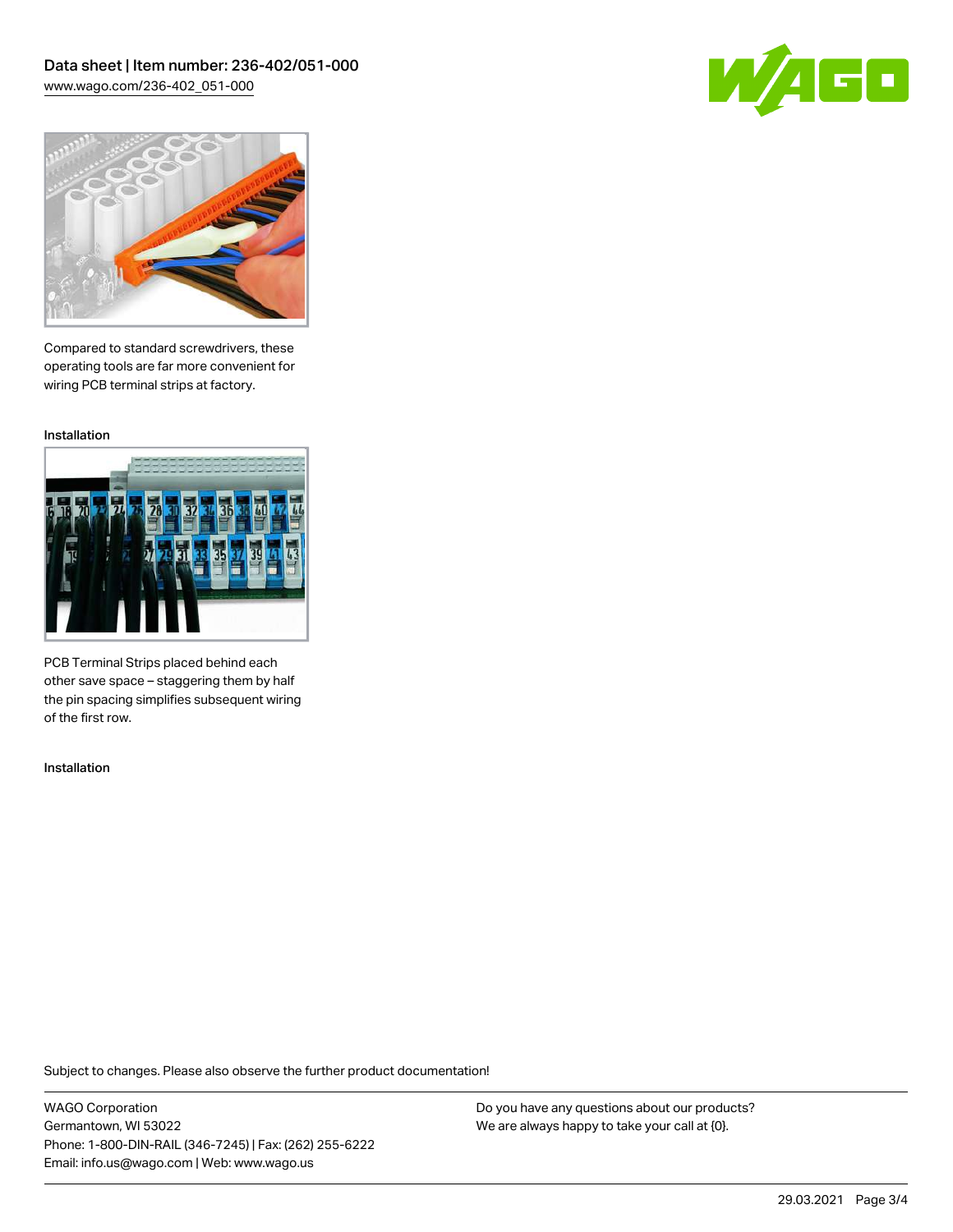Compared to standard screwdrivers, these operating tools are far more convenient for wiring PCB terminal strips at factory.

Installation

PCB Terminal Strips placed behind each other save space – staggering them by half the pin spacing simplifies subsequent wiring of the first row.

Installation

Subject to changes. Please also observe the further product documentation!

WAGO Corporation
Germantown, WI 53022
Phone: 1-800-DIN-RAIL (346-7245) | Fax: (262) 255-6222
Email: info.us@wago.com | Web: www.wago.us

Do you have any questions about our products?
We are always happy to take your call at {0}.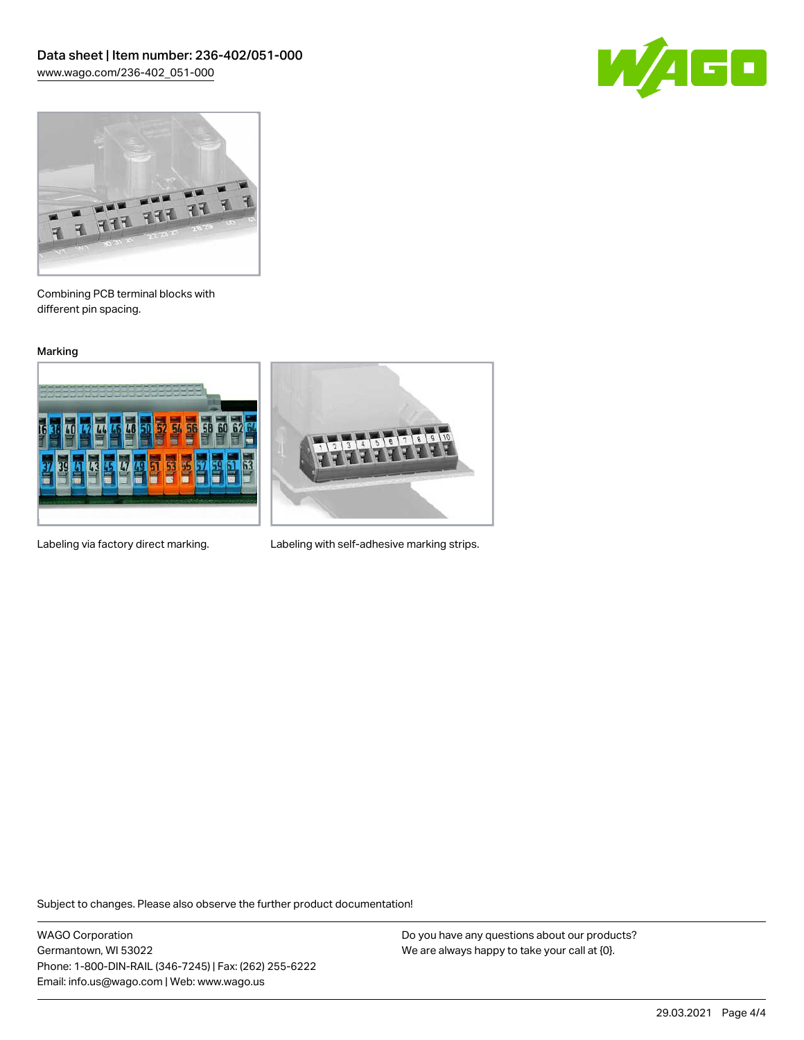Combining PCB terminal blocks with different pin spacing.

Marking

Labeling via factory direct marking.

Labeling with self-adhesive marking strips.

Subject to changes. Please also observe the further product documentation!

WAGO Corporation
Germantown, WI 53022
Phone: 1-800-DIN-RAIL (346-7245) | Fax: (262) 255-6222
Email: info.us@wago.com | Web: www.wago.us

Do you have any questions about our products?
We are always happy to take your call at {0}.